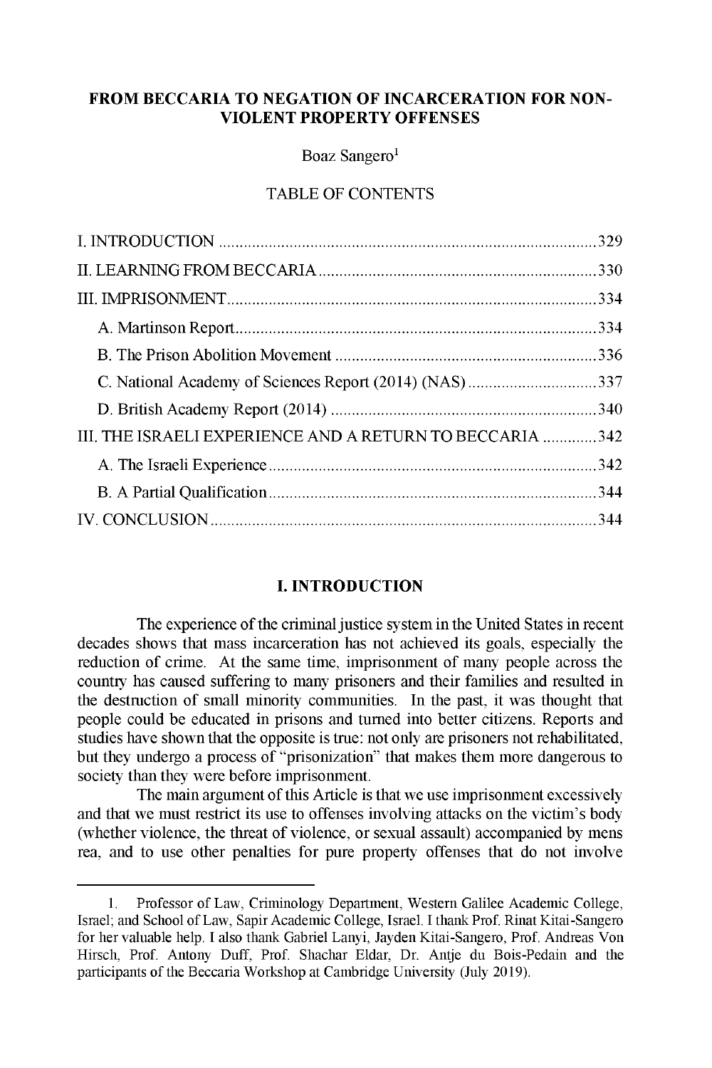# FROM BECCARIA TO NEGATION OF INCARCERATION FOR NON-VIOLENT PROPERTY OFFENSES

Boaz Sangero[1]

TABLE OF CONTENTS

I. INTRODUCTION ..... 329
II. LEARNING FROM BECCARIA ..... 330
III. IMPRISONMENT ..... 334
   A. Martinson Report ..... 334
   B. The Prison Abolition Movement ..... 336
   C. National Academy of Sciences Report (2014) (NAS) ..... 337
   D. British Academy Report (2014) ..... 340
III. THE ISRAELI EXPERIENCE AND A RETURN TO BECCARIA ..... 342
   A. The Israeli Experience ..... 342
   B. A Partial Qualification ..... 344
IV. CONCLUSION ..... 344

## I. INTRODUCTION

The experience of the criminal justice system in the United States in recent decades shows that mass incarceration has not achieved its goals, especially the reduction of crime. At the same time, imprisonment of many people across the country has caused suffering to many prisoners and their families and resulted in the destruction of small minority communities. In the past, it was thought that people could be educated in prisons and turned into better citizens. Reports and studies have shown that the opposite is true: not only are prisoners not rehabilitated, but they undergo a process of "prisonization" that makes them more dangerous to society than they were before imprisonment.

The main argument of this Article is that we use imprisonment excessively and that we must restrict its use to offenses involving attacks on the victim's body (whether violence, the threat of violence, or sexual assault) accompanied by mens rea, and to use other penalties for pure property offenses that do not involve

---

1. Professor of Law, Criminology Department, Western Galilee Academic College, Israel; and School of Law, Sapir Academic College, Israel. I thank Prof. Rinat Kitai-Sangero for her valuable help. I also thank Gabriel Lanyi, Jayden Kitai-Sangero, Prof. Andreas Von Hirsch, Prof. Antony Duff, Prof. Shachar Eldar, Dr. Antje du Bois-Pedain and the participants of the Beccaria Workshop at Cambridge University (July 2019).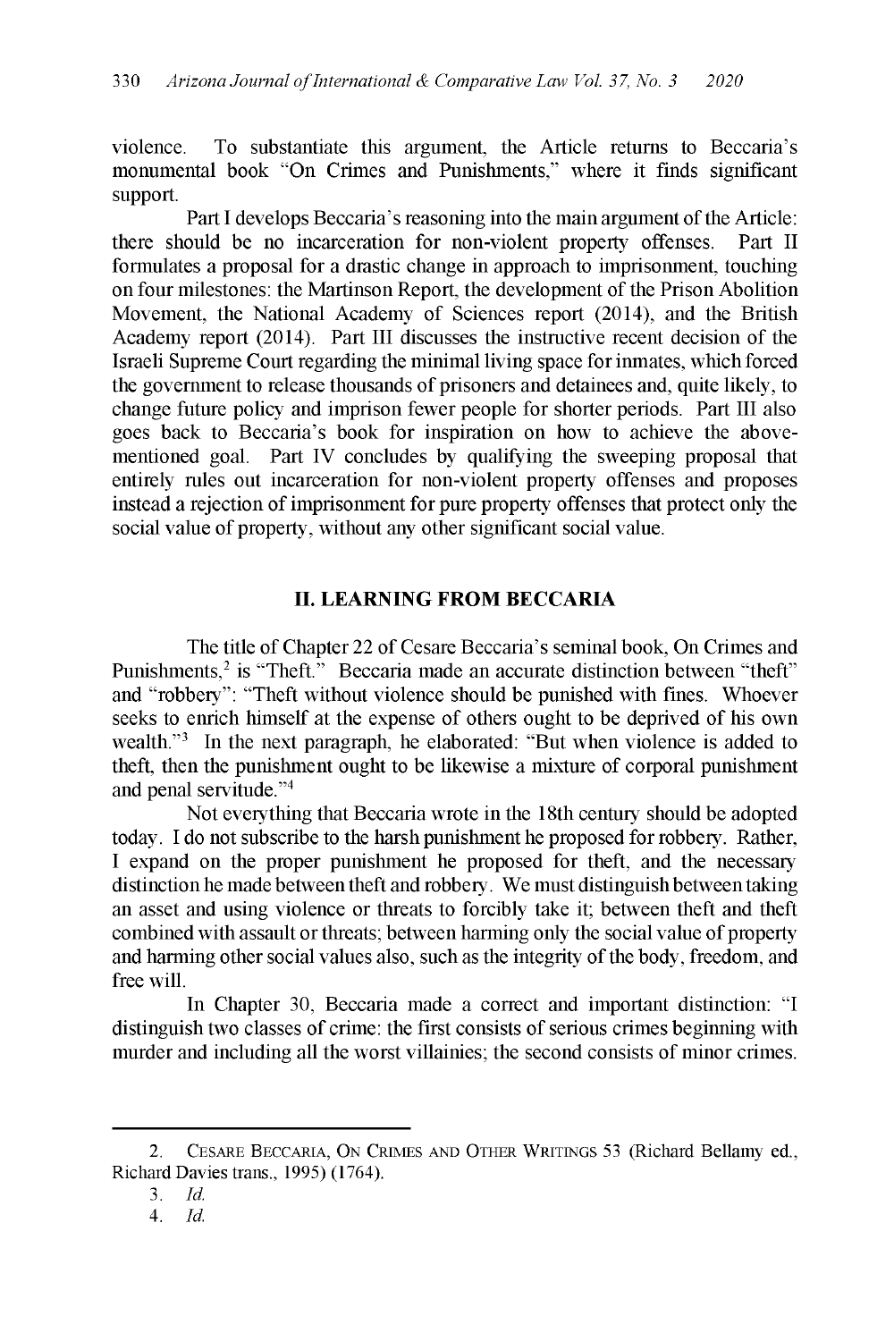violence. To substantiate this argument, the Article returns to Beccaria's monumental book "On Crimes and Punishments," where it finds significant support.

Part I develops Beccaria's reasoning into the main argument of the Article: there should be no incarceration for non-violent property offenses. Part II formulates a proposal for a drastic change in approach to imprisonment, touching on four milestones: the Martinson Report, the development of the Prison Abolition Movement, the National Academy of Sciences report (2014), and the British Academy report (2014). Part III discusses the instructive recent decision of the Israeli Supreme Court regarding the minimal living space for inmates, which forced the government to release thousands of prisoners and detainees and, quite likely, to change future policy and imprison fewer people for shorter periods. Part III also goes back to Beccaria's book for inspiration on how to achieve the above-mentioned goal. Part IV concludes by qualifying the sweeping proposal that entirely rules out incarceration for non-violent property offenses and proposes instead a rejection of imprisonment for pure property offenses that protect only the social value of property, without any other significant social value.

## II. LEARNING FROM BECCARIA

The title of Chapter 22 of Cesare Beccaria's seminal book, On Crimes and Punishments,[2] is "Theft." Beccaria made an accurate distinction between "theft" and "robbery": "Theft without violence should be punished with fines. Whoever seeks to enrich himself at the expense of others ought to be deprived of his own wealth."[3] In the next paragraph, he elaborated: "But when violence is added to theft, then the punishment ought to be likewise a mixture of corporal punishment and penal servitude."[4]

Not everything that Beccaria wrote in the 18th century should be adopted today. I do not subscribe to the harsh punishment he proposed for robbery. Rather, I expand on the proper punishment he proposed for theft, and the necessary distinction he made between theft and robbery. We must distinguish between taking an asset and using violence or threats to forcibly take it; between theft and theft combined with assault or threats; between harming only the social value of property and harming other social values also, such as the integrity of the body, freedom, and free will.

In Chapter 30, Beccaria made a correct and important distinction: "I distinguish two classes of crime: the first consists of serious crimes beginning with murder and including all the worst villainies; the second consists of minor crimes.

---

2. CESARE BECCARIA, ON CRIMES AND OTHER WRITINGS 53 (Richard Bellamy ed., Richard Davies trans., 1995) (1764).

3. *Id.*

4. *Id.*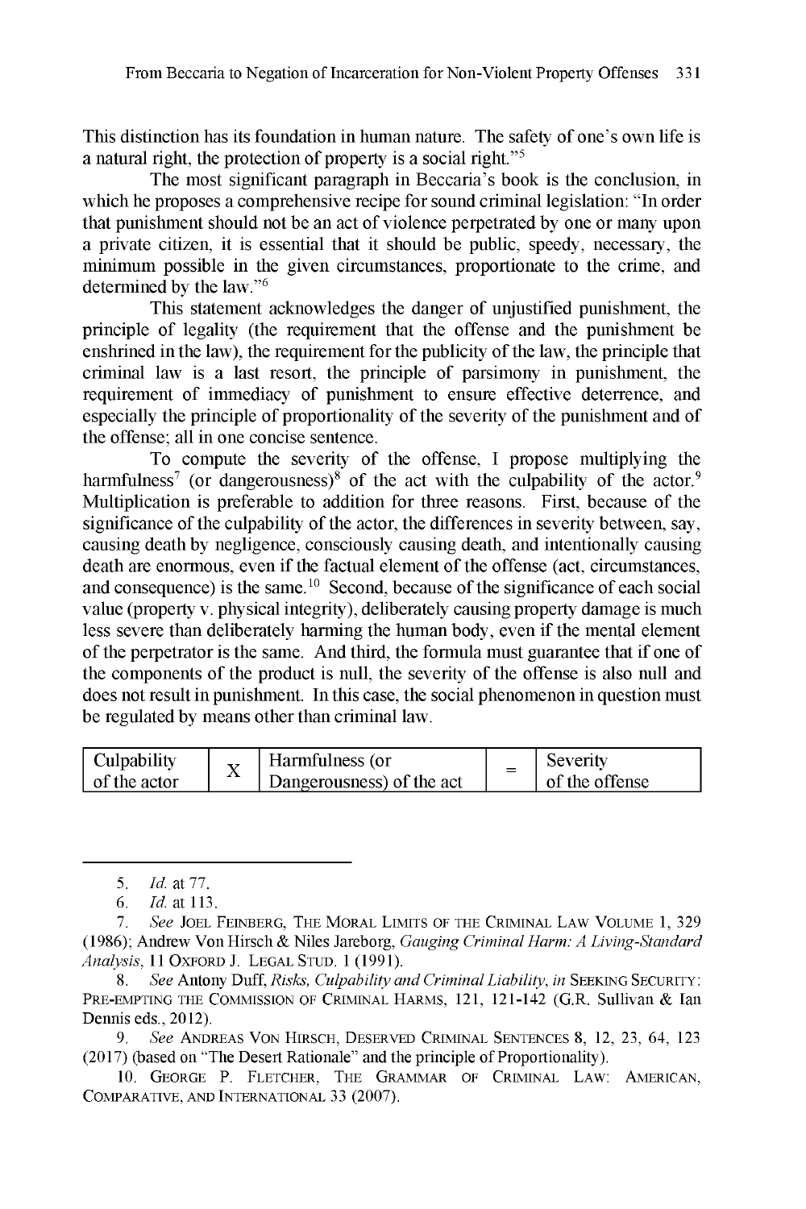This distinction has its foundation in human nature. The safety of one's own life is a natural right, the protection of property is a social right."[5]

The most significant paragraph in Beccaria's book is the conclusion, in which he proposes a comprehensive recipe for sound criminal legislation: "In order that punishment should not be an act of violence perpetrated by one or many upon a private citizen, it is essential that it should be public, speedy, necessary, the minimum possible in the given circumstances, proportionate to the crime, and determined by the law."[6]

This statement acknowledges the danger of unjustified punishment, the principle of legality (the requirement that the offense and the punishment be enshrined in the law), the requirement for the publicity of the law, the principle that criminal law is a last resort, the principle of parsimony in punishment, the requirement of immediacy of punishment to ensure effective deterrence, and especially the principle of proportionality of the severity of the punishment and of the offense; all in one concise sentence.

To compute the severity of the offense, I propose multiplying the harmfulness[7] (or dangerousness)[8] of the act with the culpability of the actor.[9] Multiplication is preferable to addition for three reasons. First, because of the significance of the culpability of the actor, the differences in severity between, say, causing death by negligence, consciously causing death, and intentionally causing death are enormous, even if the factual element of the offense (act, circumstances, and consequence) is the same.[10] Second, because of the significance of each social value (property v. physical integrity), deliberately causing property damage is much less severe than deliberately harming the human body, even if the mental element of the perpetrator is the same. And third, the formula must guarantee that if one of the components of the product is null, the severity of the offense is also null and does not result in punishment. In this case, the social phenomenon in question must be regulated by means other than criminal law.

| Culpability of the actor | X | Harmfulness (or Dangerousness) of the act | = | Severity of the offense |
|---|---|---|---|---|

---

5. *Id.* at 77.

6. *Id.* at 113.

7. *See* JOEL FEINBERG, THE MORAL LIMITS OF THE CRIMINAL LAW VOLUME 1, 329 (1986); Andrew Von Hirsch & Niles Jareborg, *Gauging Criminal Harm: A Living-Standard Analysis*, 11 OXFORD J. LEGAL STUD. 1 (1991).

8. *See* Antony Duff, *Risks, Culpability and Criminal Liability*, *in* SEEKING SECURITY: PRE-EMPTING THE COMMISSION OF CRIMINAL HARMS, 121, 121-142 (G.R. Sullivan & Ian Dennis eds., 2012).

9. *See* ANDREAS VON HIRSCH, DESERVED CRIMINAL SENTENCES 8, 12, 23, 64, 123 (2017) (based on "The Desert Rationale" and the principle of Proportionality).

10. GEORGE P. FLETCHER, THE GRAMMAR OF CRIMINAL LAW: AMERICAN, COMPARATIVE, AND INTERNATIONAL 33 (2007).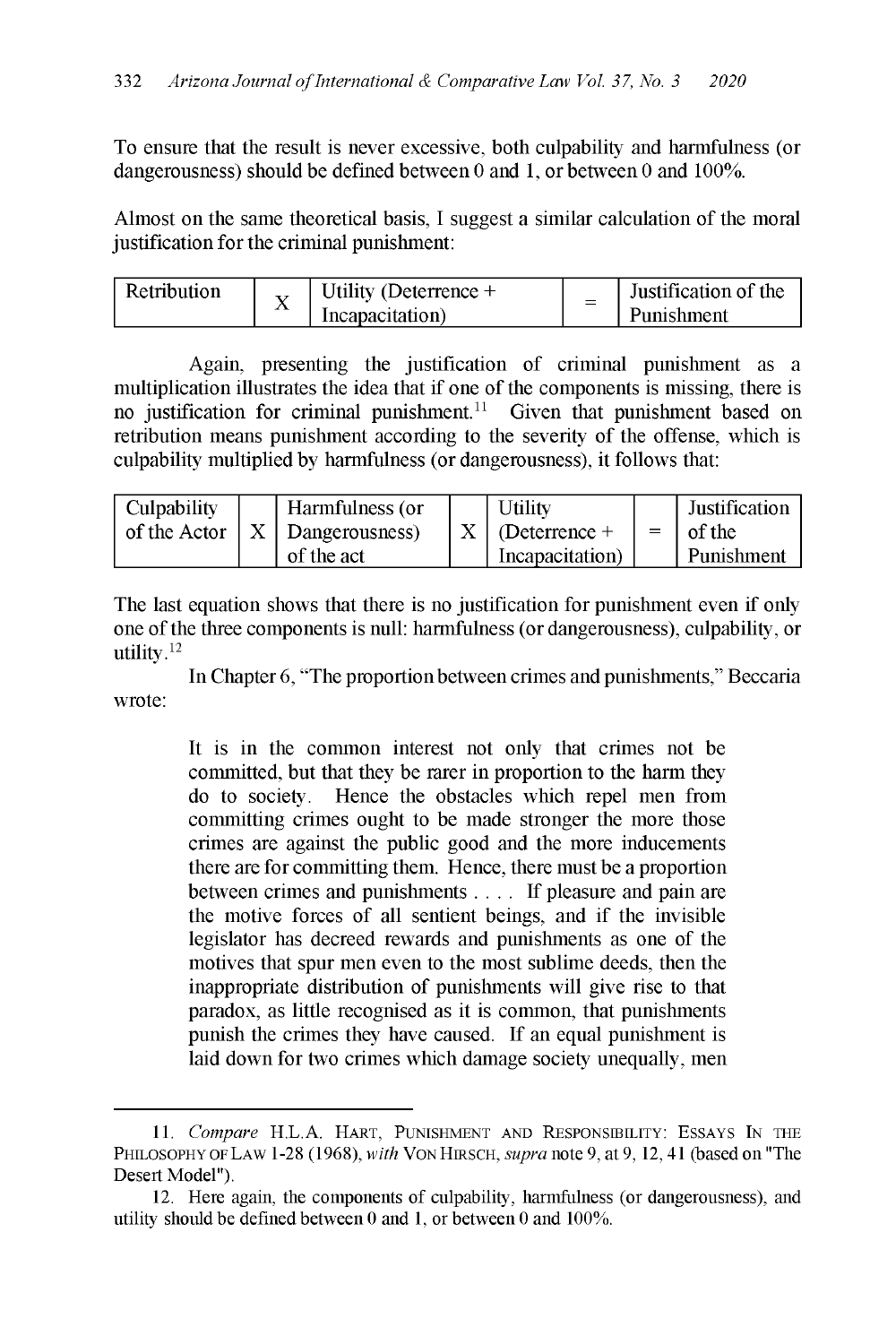To ensure that the result is never excessive, both culpability and harmfulness (or dangerousness) should be defined between 0 and 1, or between 0 and 100%.

Almost on the same theoretical basis, I suggest a similar calculation of the moral justification for the criminal punishment:

| Retribution | X | Utility (Deterrence + Incapacitation) | = | Justification of the Punishment |
|---|---|---|---|---|

Again, presenting the justification of criminal punishment as a multiplication illustrates the idea that if one of the components is missing, there is no justification for criminal punishment.[11] Given that punishment based on retribution means punishment according to the severity of the offense, which is culpability multiplied by harmfulness (or dangerousness), it follows that:

| Culpability of the Actor | X | Harmfulness (or Dangerousness) of the act | X | Utility (Deterrence + Incapacitation) | = | Justification of the Punishment |
|---|---|---|---|---|---|---|

The last equation shows that there is no justification for punishment even if only one of the three components is null: harmfulness (or dangerousness), culpability, or utility.[12]

In Chapter 6, "The proportion between crimes and punishments," Beccaria wrote:

> It is in the common interest not only that crimes not be committed, but that they be rarer in proportion to the harm they do to society. Hence the obstacles which repel men from committing crimes ought to be made stronger the more those crimes are against the public good and the more inducements there are for committing them. Hence, there must be a proportion between crimes and punishments . . . . If pleasure and pain are the motive forces of all sentient beings, and if the invisible legislator has decreed rewards and punishments as one of the motives that spur men even to the most sublime deeds, then the inappropriate distribution of punishments will give rise to that paradox, as little recognised as it is common, that punishments punish the crimes they have caused. If an equal punishment is laid down for two crimes which damage society unequally, men

---

11. *Compare* H.L.A. HART, PUNISHMENT AND RESPONSIBILITY: ESSAYS IN THE PHILOSOPHY OF LAW 1-28 (1968), *with* VON HIRSCH, *supra* note 9, at 9, 12, 41 (based on "The Desert Model").

12. Here again, the components of culpability, harmfulness (or dangerousness), and utility should be defined between 0 and 1, or between 0 and 100%.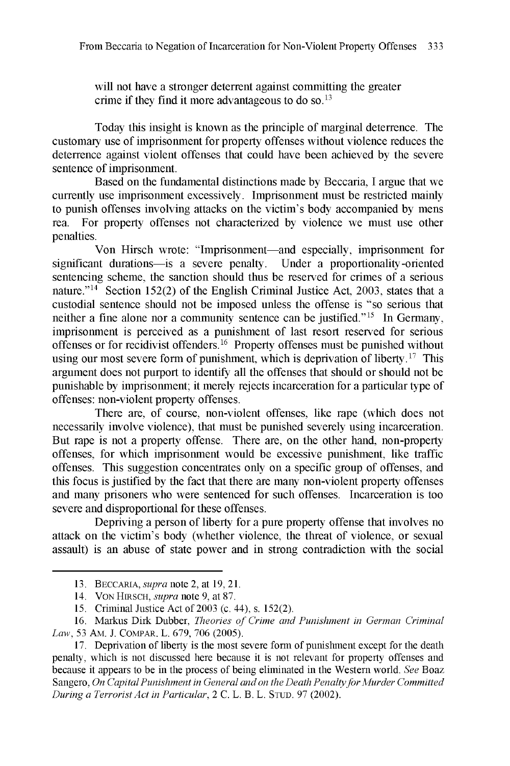> will not have a stronger deterrent against committing the greater crime if they find it more advantageous to do so.[13]

Today this insight is known as the principle of marginal deterrence. The customary use of imprisonment for property offenses without violence reduces the deterrence against violent offenses that could have been achieved by the severe sentence of imprisonment.

Based on the fundamental distinctions made by Beccaria, I argue that we currently use imprisonment excessively. Imprisonment must be restricted mainly to punish offenses involving attacks on the victim's body accompanied by mens rea. For property offenses not characterized by violence we must use other penalties.

Von Hirsch wrote: "Imprisonment—and especially, imprisonment for significant durations—is a severe penalty. Under a proportionality-oriented sentencing scheme, the sanction should thus be reserved for crimes of a serious nature."[14] Section 152(2) of the English Criminal Justice Act, 2003, states that a custodial sentence should not be imposed unless the offense is "so serious that neither a fine alone nor a community sentence can be justified."[15] In Germany, imprisonment is perceived as a punishment of last resort reserved for serious offenses or for recidivist offenders.[16] Property offenses must be punished without using our most severe form of punishment, which is deprivation of liberty.[17] This argument does not purport to identify all the offenses that should or should not be punishable by imprisonment; it merely rejects incarceration for a particular type of offenses: non-violent property offenses.

There are, of course, non-violent offenses, like rape (which does not necessarily involve violence), that must be punished severely using incarceration. But rape is not a property offense. There are, on the other hand, non-property offenses, for which imprisonment would be excessive punishment, like traffic offenses. This suggestion concentrates only on a specific group of offenses, and this focus is justified by the fact that there are many non-violent property offenses and many prisoners who were sentenced for such offenses. Incarceration is too severe and disproportional for these offenses.

Depriving a person of liberty for a pure property offense that involves no attack on the victim's body (whether violence, the threat of violence, or sexual assault) is an abuse of state power and in strong contradiction with the social

---

13. BECCARIA, *supra* note 2, at 19, 21.

14. VON HIRSCH, *supra* note 9, at 87.

15. Criminal Justice Act of 2003 (c. 44), s. 152(2).

16. Markus Dirk Dubber, *Theories of Crime and Punishment in German Criminal Law*, 53 AM. J. COMPAR. L. 679, 706 (2005).

17. Deprivation of liberty is the most severe form of punishment except for the death penalty, which is not discussed here because it is not relevant for property offenses and because it appears to be in the process of being eliminated in the Western world. *See* Boaz Sangero, *On Capital Punishment in General and on the Death Penalty for Murder Committed During a Terrorist Act in Particular*, 2 C. L. B. L. STUD. 97 (2002).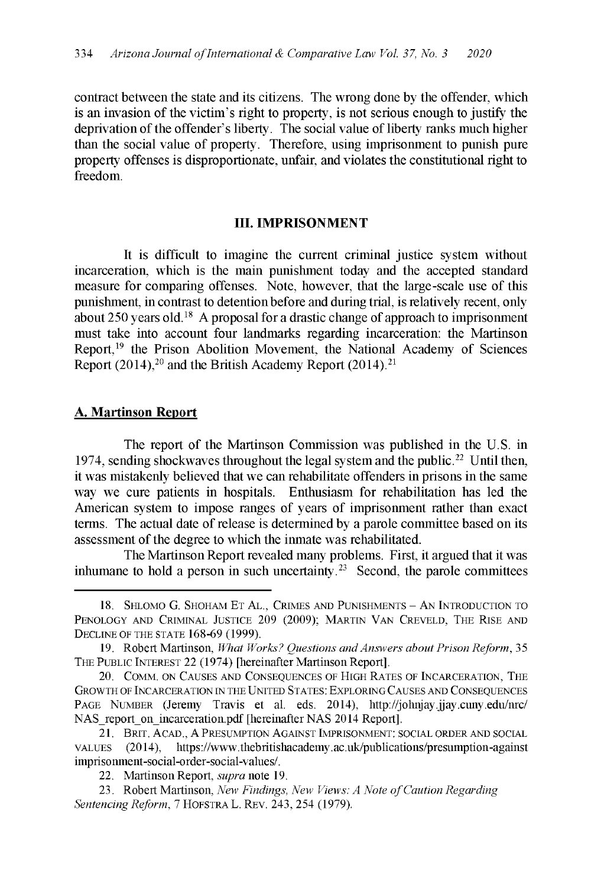contract between the state and its citizens. The wrong done by the offender, which is an invasion of the victim's right to property, is not serious enough to justify the deprivation of the offender's liberty. The social value of liberty ranks much higher than the social value of property. Therefore, using imprisonment to punish pure property offenses is disproportionate, unfair, and violates the constitutional right to freedom.

## III. IMPRISONMENT

It is difficult to imagine the current criminal justice system without incarceration, which is the main punishment today and the accepted standard measure for comparing offenses. Note, however, that the large-scale use of this punishment, in contrast to detention before and during trial, is relatively recent, only about 250 years old.[18] A proposal for a drastic change of approach to imprisonment must take into account four landmarks regarding incarceration: the Martinson Report,[19] the Prison Abolition Movement, the National Academy of Sciences Report (2014),[20] and the British Academy Report (2014).[21]

### A. Martinson Report

The report of the Martinson Commission was published in the U.S. in 1974, sending shockwaves throughout the legal system and the public.[22] Until then, it was mistakenly believed that we can rehabilitate offenders in prisons in the same way we cure patients in hospitals. Enthusiasm for rehabilitation has led the American system to impose ranges of years of imprisonment rather than exact terms. The actual date of release is determined by a parole committee based on its assessment of the degree to which the inmate was rehabilitated.

The Martinson Report revealed many problems. First, it argued that it was inhumane to hold a person in such uncertainty.[23] Second, the parole committees

---

18. SHLOMO G. SHOHAM ET AL., CRIMES AND PUNISHMENTS – AN INTRODUCTION TO PENOLOGY AND CRIMINAL JUSTICE 209 (2009); MARTIN VAN CREVELD, THE RISE AND DECLINE OF THE STATE 168-69 (1999).

19. Robert Martinson, *What Works? Questions and Answers about Prison Reform*, 35 THE PUBLIC INTEREST 22 (1974) [hereinafter Martinson Report].

20. COMM. ON CAUSES AND CONSEQUENCES OF HIGH RATES OF INCARCERATION, THE GROWTH OF INCARCERATION IN THE UNITED STATES: EXPLORING CAUSES AND CONSEQUENCES PAGE NUMBER (Jeremy Travis et al. eds. 2014), http://johnjay.jjay.cuny.edu/nrc/NAS_report_on_incarceration.pdf [hereinafter NAS 2014 Report].

21. BRIT. ACAD., A PRESUMPTION AGAINST IMPRISONMENT: SOCIAL ORDER AND SOCIAL VALUES (2014), https://www.thebritishacademy.ac.uk/publications/presumption-against imprisonment-social-order-social-values/.

22. Martinson Report, *supra* note 19.

23. Robert Martinson, *New Findings, New Views: A Note of Caution Regarding Sentencing Reform*, 7 HOFSTRA L. REV. 243, 254 (1979).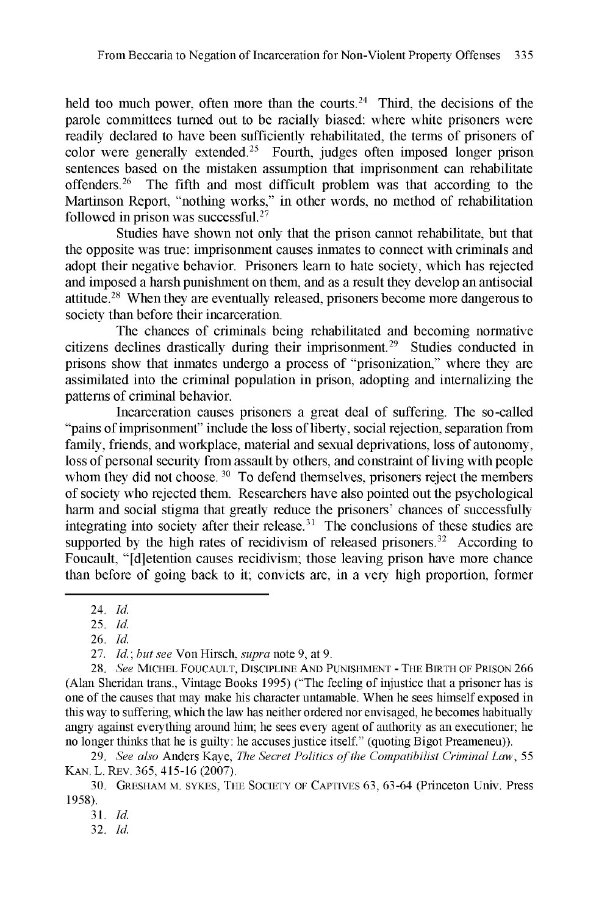held too much power, often more than the courts.[24] Third, the decisions of the parole committees turned out to be racially biased: where white prisoners were readily declared to have been sufficiently rehabilitated, the terms of prisoners of color were generally extended.[25] Fourth, judges often imposed longer prison sentences based on the mistaken assumption that imprisonment can rehabilitate offenders.[26] The fifth and most difficult problem was that according to the Martinson Report, "nothing works," in other words, no method of rehabilitation followed in prison was successful.[27]

Studies have shown not only that the prison cannot rehabilitate, but that the opposite was true: imprisonment causes inmates to connect with criminals and adopt their negative behavior. Prisoners learn to hate society, which has rejected and imposed a harsh punishment on them, and as a result they develop an antisocial attitude.[28] When they are eventually released, prisoners become more dangerous to society than before their incarceration.

The chances of criminals being rehabilitated and becoming normative citizens declines drastically during their imprisonment.[29] Studies conducted in prisons show that inmates undergo a process of "prisonization," where they are assimilated into the criminal population in prison, adopting and internalizing the patterns of criminal behavior.

Incarceration causes prisoners a great deal of suffering. The so-called "pains of imprisonment" include the loss of liberty, social rejection, separation from family, friends, and workplace, material and sexual deprivations, loss of autonomy, loss of personal security from assault by others, and constraint of living with people whom they did not choose.[30] To defend themselves, prisoners reject the members of society who rejected them. Researchers have also pointed out the psychological harm and social stigma that greatly reduce the prisoners' chances of successfully integrating into society after their release.[31] The conclusions of these studies are supported by the high rates of recidivism of released prisoners.[32] According to Foucault, "[d]etention causes recidivism; those leaving prison have more chance than before of going back to it; convicts are, in a very high proportion, former

---

24. *Id.*

25. *Id.*

26. *Id.*

27. *Id.*; *but see* Von Hirsch, *supra* note 9, at 9.

28. *See* MICHEL FOUCAULT, DISCIPLINE AND PUNISHMENT - THE BIRTH OF PRISON 266 (Alan Sheridan trans., Vintage Books 1995) ("The feeling of injustice that a prisoner has is one of the causes that may make his character untamable. When he sees himself exposed in this way to suffering, which the law has neither ordered nor envisaged, he becomes habitually angry against everything around him; he sees every agent of authority as an executioner; he no longer thinks that he is guilty: he accuses justice itself." (quoting Bigot Preameneu)).

29. *See also* Anders Kaye, *The Secret Politics of the Compatibilist Criminal Law*, 55 KAN. L. REV. 365, 415-16 (2007).

30. GRESHAM M. SYKES, THE SOCIETY OF CAPTIVES 63, 63-64 (Princeton Univ. Press 1958).

31. *Id.*

32. *Id.*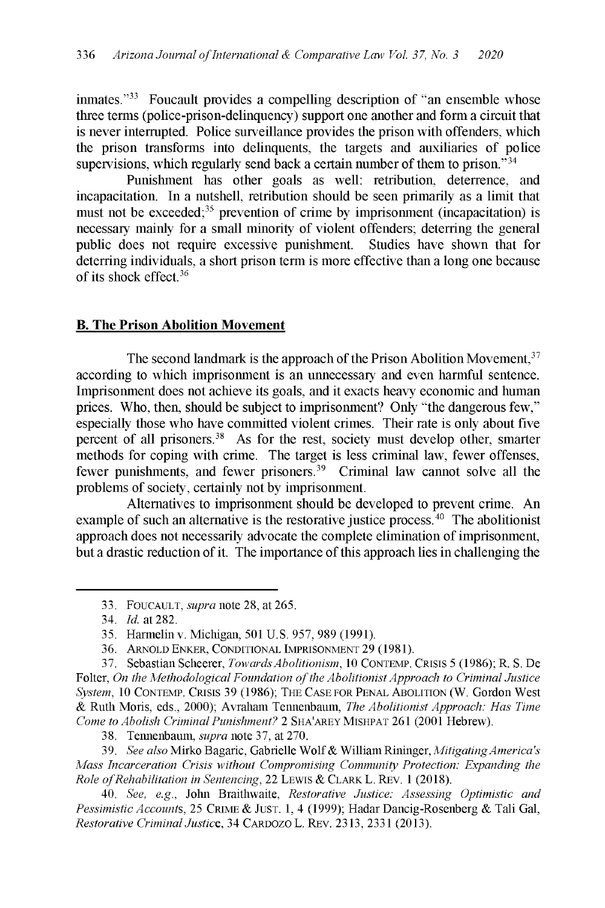inmates."[33] Foucault provides a compelling description of "an ensemble whose three terms (police-prison-delinquency) support one another and form a circuit that is never interrupted. Police surveillance provides the prison with offenders, which the prison transforms into delinquents, the targets and auxiliaries of police supervisions, which regularly send back a certain number of them to prison."[34]

Punishment has other goals as well: retribution, deterrence, and incapacitation. In a nutshell, retribution should be seen primarily as a limit that must not be exceeded;[35] prevention of crime by imprisonment (incapacitation) is necessary mainly for a small minority of violent offenders; deterring the general public does not require excessive punishment. Studies have shown that for deterring individuals, a short prison term is more effective than a long one because of its shock effect.[36]

## **B. The Prison Abolition Movement**

The second landmark is the approach of the Prison Abolition Movement,[37] according to which imprisonment is an unnecessary and even harmful sentence. Imprisonment does not achieve its goals, and it exacts heavy economic and human prices. Who, then, should be subject to imprisonment? Only "the dangerous few," especially those who have committed violent crimes. Their rate is only about five percent of all prisoners.[38] As for the rest, society must develop other, smarter methods for coping with crime. The target is less criminal law, fewer offenses, fewer punishments, and fewer prisoners.[39] Criminal law cannot solve all the problems of society, certainly not by imprisonment.

Alternatives to imprisonment should be developed to prevent crime. An example of such an alternative is the restorative justice process.[40] The abolitionist approach does not necessarily advocate the complete elimination of imprisonment, but a drastic reduction of it. The importance of this approach lies in challenging the

---

33. FOUCAULT, *supra* note 28, at 265.

34. *Id.* at 282.

35. Harmelin v. Michigan, 501 U.S. 957, 989 (1991).

36. ARNOLD ENKER, CONDITIONAL IMPRISONMENT 29 (1981).

37. Sebastian Scheerer, *Towards Abolitionism*, 10 CONTEMP. CRISIS 5 (1986); R. S. De Folter, *On the Methodological Foundation of the Abolitionist Approach to Criminal Justice System*, 10 CONTEMP. CRISIS 39 (1986); THE CASE FOR PENAL ABOLITION (W. Gordon West & Ruth Moris, eds., 2000); Avraham Tennenbaum, *The Abolitionist Approach: Has Time Come to Abolish Criminal Punishment?* 2 SHA'AREY MISHPAT 261 (2001 Hebrew).

38. Tennenbaum, *supra* note 37, at 270.

39. *See also* Mirko Bagaric, Gabrielle Wolf & William Rininger, *Mitigating America's Mass Incarceration Crisis without Compromising Community Protection: Expanding the Role of Rehabilitation in Sentencing*, 22 LEWIS & CLARK L. REV. 1 (2018).

40. *See, e.g.*, John Braithwaite, *Restorative Justice: Assessing Optimistic and Pessimistic Accounts*, 25 CRIME & JUST. 1, 4 (1999); Hadar Dancig-Rosenberg & Tali Gal, *Restorative Criminal Justice*, 34 CARDOZO L. REV. 2313, 2331 (2013).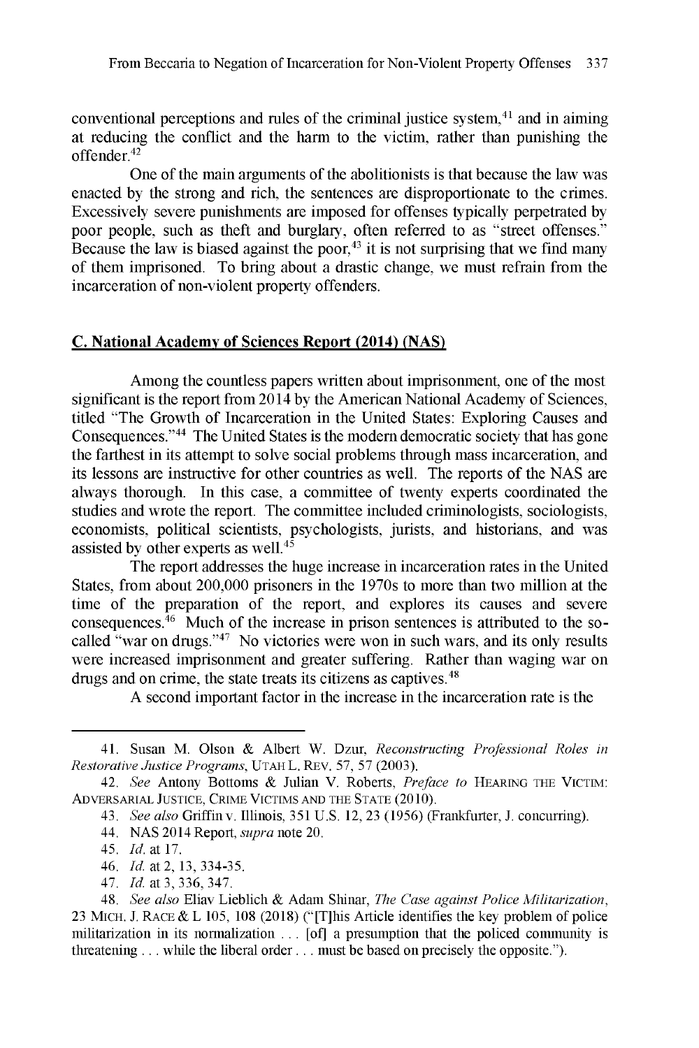conventional perceptions and rules of the criminal justice system,[41] and in aiming at reducing the conflict and the harm to the victim, rather than punishing the offender.[42]

One of the main arguments of the abolitionists is that because the law was enacted by the strong and rich, the sentences are disproportionate to the crimes. Excessively severe punishments are imposed for offenses typically perpetrated by poor people, such as theft and burglary, often referred to as "street offenses." Because the law is biased against the poor,[43] it is not surprising that we find many of them imprisoned. To bring about a drastic change, we must refrain from the incarceration of non-violent property offenders.

## C. National Academy of Sciences Report (2014) (NAS)

Among the countless papers written about imprisonment, one of the most significant is the report from 2014 by the American National Academy of Sciences, titled "The Growth of Incarceration in the United States: Exploring Causes and Consequences."[44] The United States is the modern democratic society that has gone the farthest in its attempt to solve social problems through mass incarceration, and its lessons are instructive for other countries as well. The reports of the NAS are always thorough. In this case, a committee of twenty experts coordinated the studies and wrote the report. The committee included criminologists, sociologists, economists, political scientists, psychologists, jurists, and historians, and was assisted by other experts as well.[45]

The report addresses the huge increase in incarceration rates in the United States, from about 200,000 prisoners in the 1970s to more than two million at the time of the preparation of the report, and explores its causes and severe consequences.[46] Much of the increase in prison sentences is attributed to the so-called "war on drugs."[47] No victories were won in such wars, and its only results were increased imprisonment and greater suffering. Rather than waging war on drugs and on crime, the state treats its citizens as captives.[48]

A second important factor in the increase in the incarceration rate is the

---

41. Susan M. Olson & Albert W. Dzur, *Reconstructing Professional Roles in Restorative Justice Programs*, UTAH L. REV. 57, 57 (2003).

42. *See* Antony Bottoms & Julian V. Roberts, *Preface to* HEARING THE VICTIM: ADVERSARIAL JUSTICE, CRIME VICTIMS AND THE STATE (2010).

43. *See also* Griffin v. Illinois, 351 U.S. 12, 23 (1956) (Frankfurter, J. concurring).

44. NAS 2014 Report, *supra* note 20.

45. *Id.* at 17.

46. *Id.* at 2, 13, 334-35.

47. *Id.* at 3, 336, 347.

48. *See also* Eliav Lieblich & Adam Shinar, *The Case against Police Militarization*, 23 MICH. J. RACE & L 105, 108 (2018) ("[T]his Article identifies the key problem of police militarization in its normalization . . . [of] a presumption that the policed community is threatening . . . while the liberal order . . . must be based on precisely the opposite.").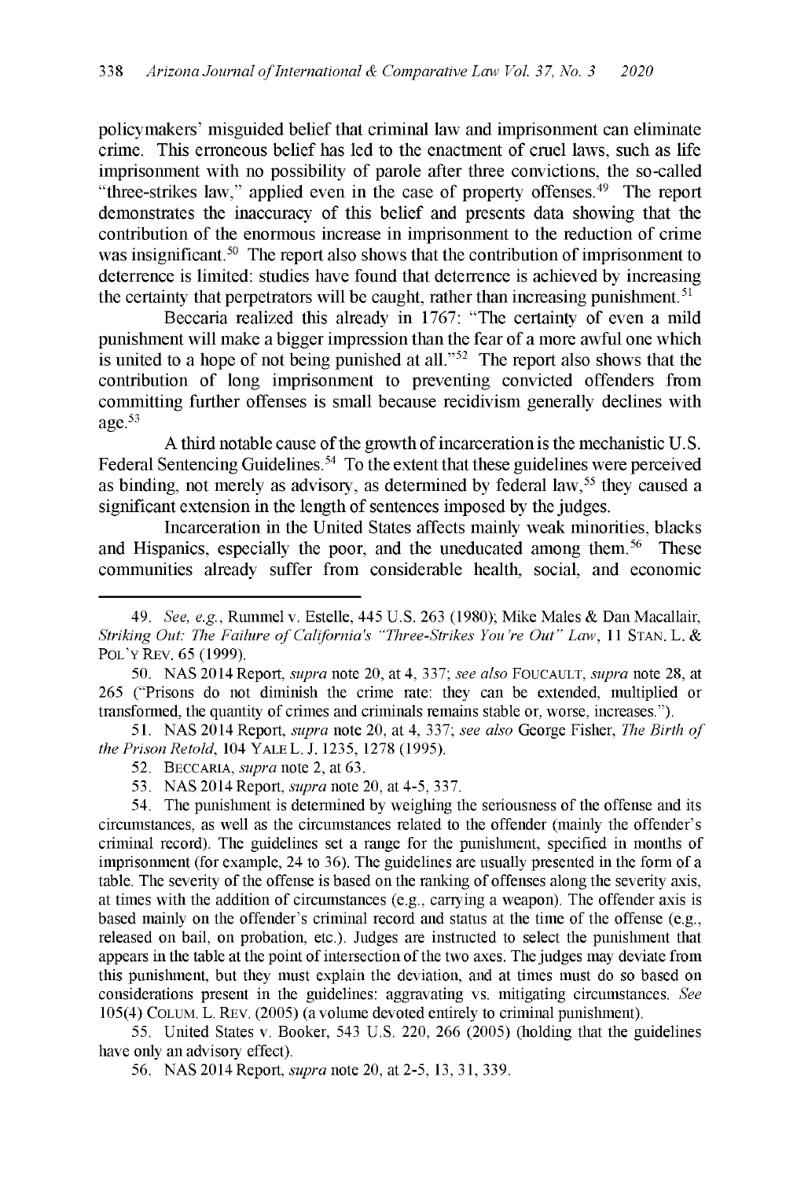policymakers' misguided belief that criminal law and imprisonment can eliminate crime. This erroneous belief has led to the enactment of cruel laws, such as life imprisonment with no possibility of parole after three convictions, the so-called "three-strikes law," applied even in the case of property offenses.[49] The report demonstrates the inaccuracy of this belief and presents data showing that the contribution of the enormous increase in imprisonment to the reduction of crime was insignificant.[50] The report also shows that the contribution of imprisonment to deterrence is limited: studies have found that deterrence is achieved by increasing the certainty that perpetrators will be caught, rather than increasing punishment.[51]

Beccaria realized this already in 1767: "The certainty of even a mild punishment will make a bigger impression than the fear of a more awful one which is united to a hope of not being punished at all."[52] The report also shows that the contribution of long imprisonment to preventing convicted offenders from committing further offenses is small because recidivism generally declines with age.[53]

A third notable cause of the growth of incarceration is the mechanistic U.S. Federal Sentencing Guidelines.[54] To the extent that these guidelines were perceived as binding, not merely as advisory, as determined by federal law,[55] they caused a significant extension in the length of sentences imposed by the judges.

Incarceration in the United States affects mainly weak minorities, blacks and Hispanics, especially the poor, and the uneducated among them.[56] These communities already suffer from considerable health, social, and economic

---

49. *See, e.g.*, Rummel v. Estelle, 445 U.S. 263 (1980); Mike Males & Dan Macallair, *Striking Out: The Failure of California's "Three-Strikes You're Out" Law*, 11 STAN. L. & POL'Y REV. 65 (1999).

50. NAS 2014 Report, *supra* note 20, at 4, 337; *see also* FOUCAULT, *supra* note 28, at 265 ("Prisons do not diminish the crime rate: they can be extended, multiplied or transformed, the quantity of crimes and criminals remains stable or, worse, increases.").

51. NAS 2014 Report, *supra* note 20, at 4, 337; *see also* George Fisher, *The Birth of the Prison Retold*, 104 YALE L. J. 1235, 1278 (1995).

52. BECCARIA, *supra* note 2, at 63.

53. NAS 2014 Report, *supra* note 20, at 4-5, 337.

54. The punishment is determined by weighing the seriousness of the offense and its circumstances, as well as the circumstances related to the offender (mainly the offender's criminal record). The guidelines set a range for the punishment, specified in months of imprisonment (for example, 24 to 36). The guidelines are usually presented in the form of a table. The severity of the offense is based on the ranking of offenses along the severity axis, at times with the addition of circumstances (e.g., carrying a weapon). The offender axis is based mainly on the offender's criminal record and status at the time of the offense (e.g., released on bail, on probation, etc.). Judges are instructed to select the punishment that appears in the table at the point of intersection of the two axes. The judges may deviate from this punishment, but they must explain the deviation, and at times must do so based on considerations present in the guidelines: aggravating vs. mitigating circumstances. *See* 105(4) COLUM. L. REV. (2005) (a volume devoted entirely to criminal punishment).

55. United States v. Booker, 543 U.S. 220, 266 (2005) (holding that the guidelines have only an advisory effect).

56. NAS 2014 Report, *supra* note 20, at 2-5, 13, 31, 339.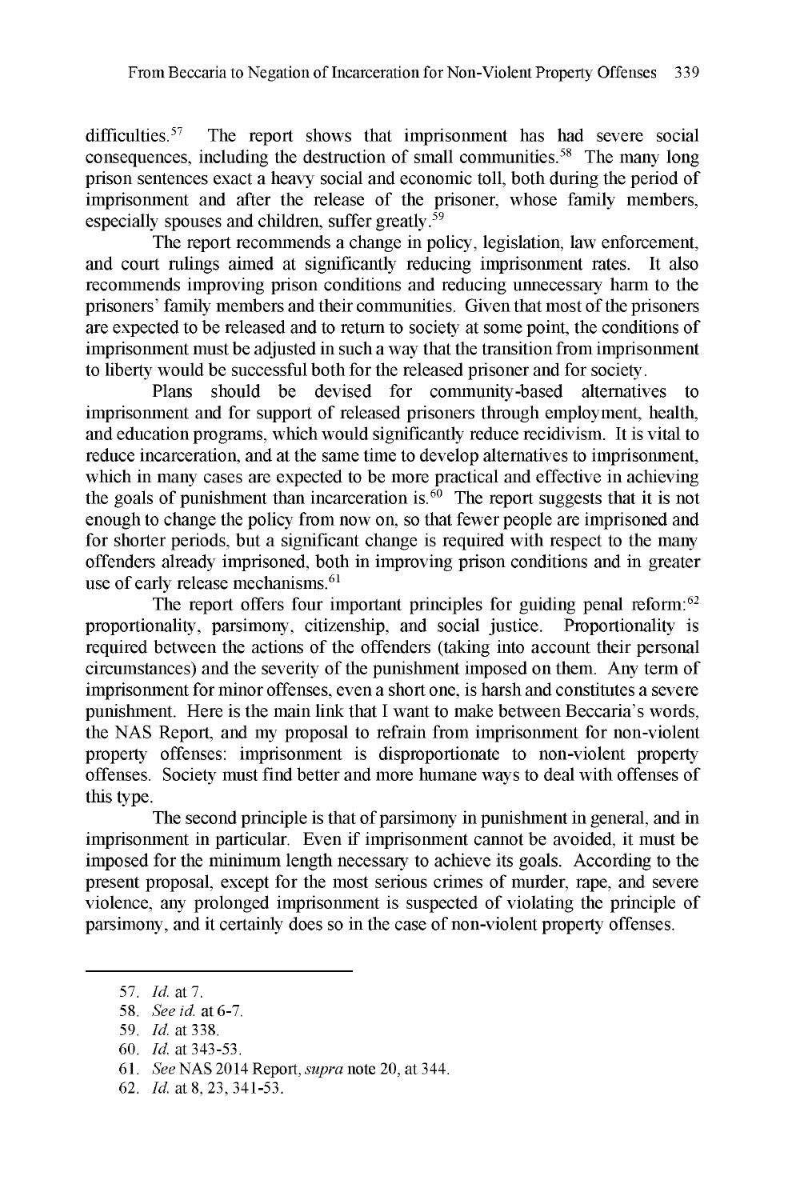difficulties.[57] The report shows that imprisonment has had severe social consequences, including the destruction of small communities.[58] The many long prison sentences exact a heavy social and economic toll, both during the period of imprisonment and after the release of the prisoner, whose family members, especially spouses and children, suffer greatly.[59]

The report recommends a change in policy, legislation, law enforcement, and court rulings aimed at significantly reducing imprisonment rates. It also recommends improving prison conditions and reducing unnecessary harm to the prisoners' family members and their communities. Given that most of the prisoners are expected to be released and to return to society at some point, the conditions of imprisonment must be adjusted in such a way that the transition from imprisonment to liberty would be successful both for the released prisoner and for society.

Plans should be devised for community-based alternatives to imprisonment and for support of released prisoners through employment, health, and education programs, which would significantly reduce recidivism. It is vital to reduce incarceration, and at the same time to develop alternatives to imprisonment, which in many cases are expected to be more practical and effective in achieving the goals of punishment than incarceration is.[60] The report suggests that it is not enough to change the policy from now on, so that fewer people are imprisoned and for shorter periods, but a significant change is required with respect to the many offenders already imprisoned, both in improving prison conditions and in greater use of early release mechanisms.[61]

The report offers four important principles for guiding penal reform:[62] proportionality, parsimony, citizenship, and social justice. Proportionality is required between the actions of the offenders (taking into account their personal circumstances) and the severity of the punishment imposed on them. Any term of imprisonment for minor offenses, even a short one, is harsh and constitutes a severe punishment. Here is the main link that I want to make between Beccaria's words, the NAS Report, and my proposal to refrain from imprisonment for non-violent property offenses: imprisonment is disproportionate to non-violent property offenses. Society must find better and more humane ways to deal with offenses of this type.

The second principle is that of parsimony in punishment in general, and in imprisonment in particular. Even if imprisonment cannot be avoided, it must be imposed for the minimum length necessary to achieve its goals. According to the present proposal, except for the most serious crimes of murder, rape, and severe violence, any prolonged imprisonment is suspected of violating the principle of parsimony, and it certainly does so in the case of non-violent property offenses.

---

57. *Id.* at 7.
58. *See id.* at 6-7.
59. *Id.* at 338.
60. *Id.* at 343-53.
61. *See* NAS 2014 Report, *supra* note 20, at 344.
62. *Id.* at 8, 23, 341-53.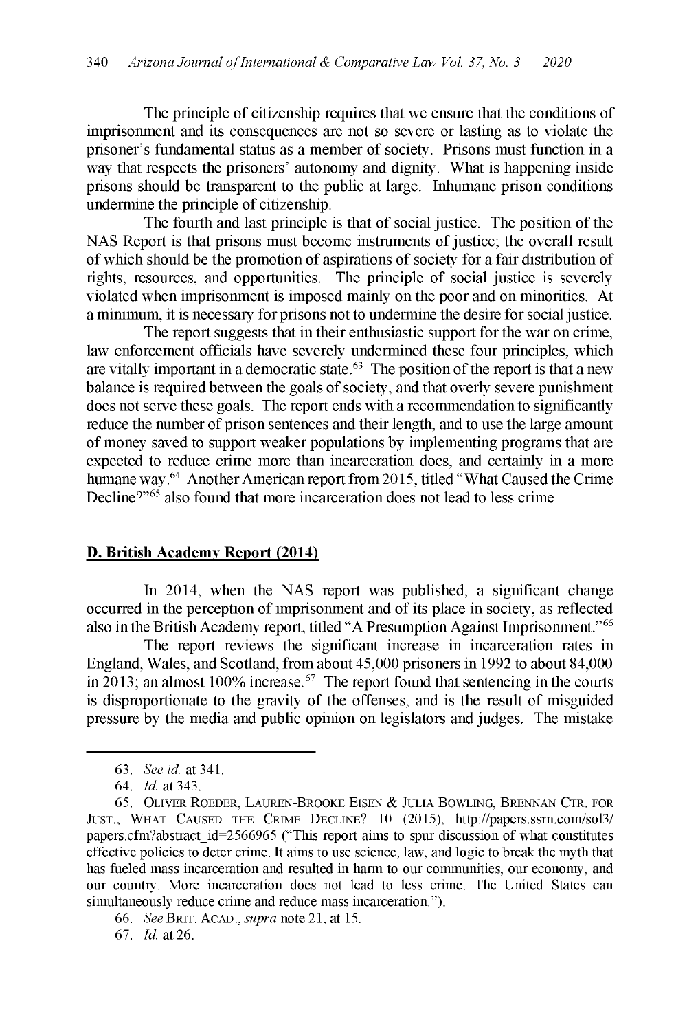The principle of citizenship requires that we ensure that the conditions of imprisonment and its consequences are not so severe or lasting as to violate the prisoner's fundamental status as a member of society. Prisons must function in a way that respects the prisoners' autonomy and dignity. What is happening inside prisons should be transparent to the public at large. Inhumane prison conditions undermine the principle of citizenship.

The fourth and last principle is that of social justice. The position of the NAS Report is that prisons must become instruments of justice; the overall result of which should be the promotion of aspirations of society for a fair distribution of rights, resources, and opportunities. The principle of social justice is severely violated when imprisonment is imposed mainly on the poor and on minorities. At a minimum, it is necessary for prisons not to undermine the desire for social justice.

The report suggests that in their enthusiastic support for the war on crime, law enforcement officials have severely undermined these four principles, which are vitally important in a democratic state.[63] The position of the report is that a new balance is required between the goals of society, and that overly severe punishment does not serve these goals. The report ends with a recommendation to significantly reduce the number of prison sentences and their length, and to use the large amount of money saved to support weaker populations by implementing programs that are expected to reduce crime more than incarceration does, and certainly in a more humane way.[64] Another American report from 2015, titled "What Caused the Crime Decline?"[65] also found that more incarceration does not lead to less crime.

## D. British Academy Report (2014)

In 2014, when the NAS report was published, a significant change occurred in the perception of imprisonment and of its place in society, as reflected also in the British Academy report, titled "A Presumption Against Imprisonment."[66]

The report reviews the significant increase in incarceration rates in England, Wales, and Scotland, from about 45,000 prisoners in 1992 to about 84,000 in 2013; an almost 100% increase.[67] The report found that sentencing in the courts is disproportionate to the gravity of the offenses, and is the result of misguided pressure by the media and public opinion on legislators and judges. The mistake

---

63. *See id.* at 341.

64. *Id.* at 343.

65. OLIVER ROEDER, LAUREN-BROOKE EISEN & JULIA BOWLING, BRENNAN CTR. FOR JUST., WHAT CAUSED THE CRIME DECLINE? 10 (2015), http://papers.ssrn.com/sol3/papers.cfm?abstract_id=2566965 ("This report aims to spur discussion of what constitutes effective policies to deter crime. It aims to use science, law, and logic to break the myth that has fueled mass incarceration and resulted in harm to our communities, our economy, and our country. More incarceration does not lead to less crime. The United States can simultaneously reduce crime and reduce mass incarceration.").

66. *See* BRIT. ACAD., *supra* note 21, at 15.

67. *Id.* at 26.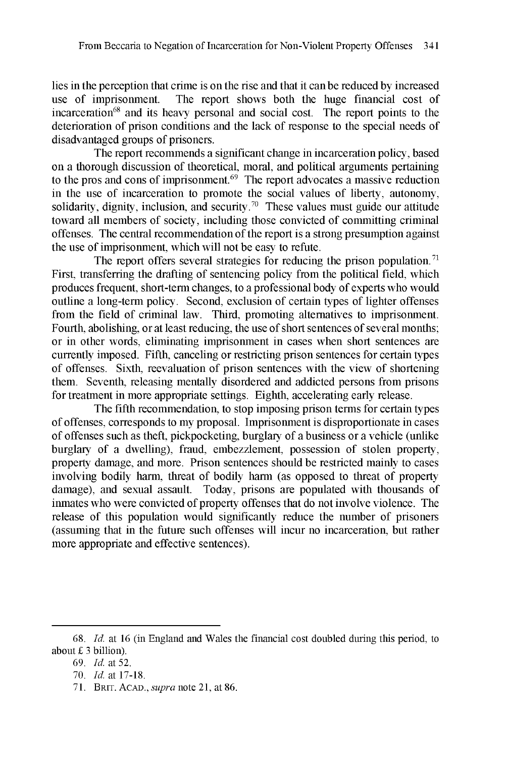lies in the perception that crime is on the rise and that it can be reduced by increased use of imprisonment. The report shows both the huge financial cost of incarceration[68] and its heavy personal and social cost. The report points to the deterioration of prison conditions and the lack of response to the special needs of disadvantaged groups of prisoners.

The report recommends a significant change in incarceration policy, based on a thorough discussion of theoretical, moral, and political arguments pertaining to the pros and cons of imprisonment.[69] The report advocates a massive reduction in the use of incarceration to promote the social values of liberty, autonomy, solidarity, dignity, inclusion, and security.[70] These values must guide our attitude toward all members of society, including those convicted of committing criminal offenses. The central recommendation of the report is a strong presumption against the use of imprisonment, which will not be easy to refute.

The report offers several strategies for reducing the prison population.[71] First, transferring the drafting of sentencing policy from the political field, which produces frequent, short-term changes, to a professional body of experts who would outline a long-term policy. Second, exclusion of certain types of lighter offenses from the field of criminal law. Third, promoting alternatives to imprisonment. Fourth, abolishing, or at least reducing, the use of short sentences of several months; or in other words, eliminating imprisonment in cases when short sentences are currently imposed. Fifth, canceling or restricting prison sentences for certain types of offenses. Sixth, reevaluation of prison sentences with the view of shortening them. Seventh, releasing mentally disordered and addicted persons from prisons for treatment in more appropriate settings. Eighth, accelerating early release.

The fifth recommendation, to stop imposing prison terms for certain types of offenses, corresponds to my proposal. Imprisonment is disproportionate in cases of offenses such as theft, pickpocketing, burglary of a business or a vehicle (unlike burglary of a dwelling), fraud, embezzlement, possession of stolen property, property damage, and more. Prison sentences should be restricted mainly to cases involving bodily harm, threat of bodily harm (as opposed to threat of property damage), and sexual assault. Today, prisons are populated with thousands of inmates who were convicted of property offenses that do not involve violence. The release of this population would significantly reduce the number of prisoners (assuming that in the future such offenses will incur no incarceration, but rather more appropriate and effective sentences).

---

68. *Id.* at 16 (in England and Wales the financial cost doubled during this period, to about £ 3 billion).

69. *Id.* at 52.

70. *Id.* at 17-18.

71. BRIT. ACAD., *supra* note 21, at 86.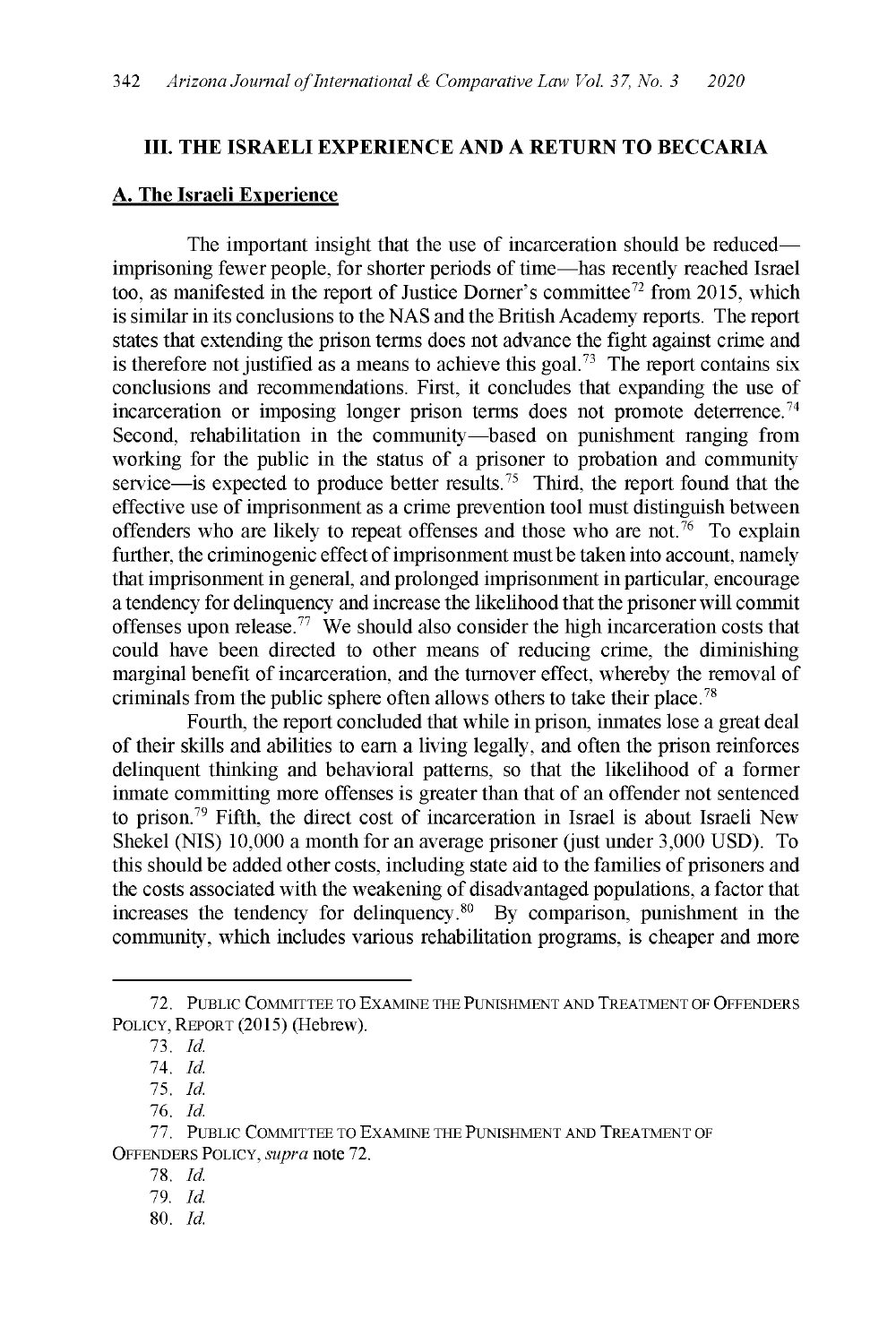## III. THE ISRAELI EXPERIENCE AND A RETURN TO BECCARIA

### A. The Israeli Experience

The important insight that the use of incarceration should be reduced—imprisoning fewer people, for shorter periods of time—has recently reached Israel too, as manifested in the report of Justice Dorner's committee[72] from 2015, which is similar in its conclusions to the NAS and the British Academy reports. The report states that extending the prison terms does not advance the fight against crime and is therefore not justified as a means to achieve this goal.[73] The report contains six conclusions and recommendations. First, it concludes that expanding the use of incarceration or imposing longer prison terms does not promote deterrence.[74] Second, rehabilitation in the community—based on punishment ranging from working for the public in the status of a prisoner to probation and community service—is expected to produce better results.[75] Third, the report found that the effective use of imprisonment as a crime prevention tool must distinguish between offenders who are likely to repeat offenses and those who are not.[76] To explain further, the criminogenic effect of imprisonment must be taken into account, namely that imprisonment in general, and prolonged imprisonment in particular, encourage a tendency for delinquency and increase the likelihood that the prisoner will commit offenses upon release.[77] We should also consider the high incarceration costs that could have been directed to other means of reducing crime, the diminishing marginal benefit of incarceration, and the turnover effect, whereby the removal of criminals from the public sphere often allows others to take their place.[78]

Fourth, the report concluded that while in prison, inmates lose a great deal of their skills and abilities to earn a living legally, and often the prison reinforces delinquent thinking and behavioral patterns, so that the likelihood of a former inmate committing more offenses is greater than that of an offender not sentenced to prison.[79] Fifth, the direct cost of incarceration in Israel is about Israeli New Shekel (NIS) 10,000 a month for an average prisoner (just under 3,000 USD). To this should be added other costs, including state aid to the families of prisoners and the costs associated with the weakening of disadvantaged populations, a factor that increases the tendency for delinquency.[80] By comparison, punishment in the community, which includes various rehabilitation programs, is cheaper and more

---

72. PUBLIC COMMITTEE TO EXAMINE THE PUNISHMENT AND TREATMENT OF OFFENDERS POLICY, REPORT (2015) (Hebrew).

73. *Id.*

74. *Id.*

75. *Id.*

76. *Id.*

77. PUBLIC COMMITTEE TO EXAMINE THE PUNISHMENT AND TREATMENT OF OFFENDERS POLICY, *supra* note 72.

78. *Id.*

79. *Id.*

80. *Id.*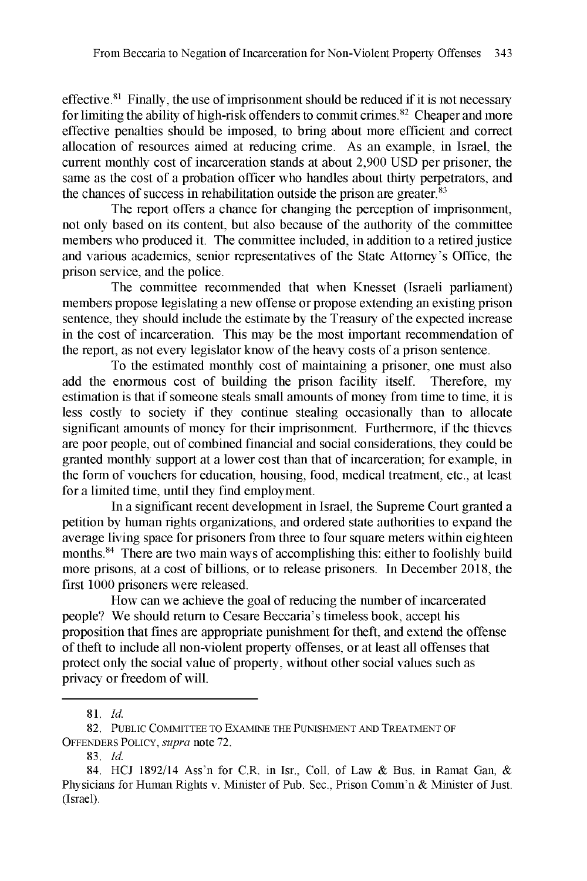effective.[81] Finally, the use of imprisonment should be reduced if it is not necessary for limiting the ability of high-risk offenders to commit crimes.[82] Cheaper and more effective penalties should be imposed, to bring about more efficient and correct allocation of resources aimed at reducing crime. As an example, in Israel, the current monthly cost of incarceration stands at about 2,900 USD per prisoner, the same as the cost of a probation officer who handles about thirty perpetrators, and the chances of success in rehabilitation outside the prison are greater.[83]

The report offers a chance for changing the perception of imprisonment, not only based on its content, but also because of the authority of the committee members who produced it. The committee included, in addition to a retired justice and various academics, senior representatives of the State Attorney's Office, the prison service, and the police.

The committee recommended that when Knesset (Israeli parliament) members propose legislating a new offense or propose extending an existing prison sentence, they should include the estimate by the Treasury of the expected increase in the cost of incarceration. This may be the most important recommendation of the report, as not every legislator know of the heavy costs of a prison sentence.

To the estimated monthly cost of maintaining a prisoner, one must also add the enormous cost of building the prison facility itself. Therefore, my estimation is that if someone steals small amounts of money from time to time, it is less costly to society if they continue stealing occasionally than to allocate significant amounts of money for their imprisonment. Furthermore, if the thieves are poor people, out of combined financial and social considerations, they could be granted monthly support at a lower cost than that of incarceration; for example, in the form of vouchers for education, housing, food, medical treatment, etc., at least for a limited time, until they find employment.

In a significant recent development in Israel, the Supreme Court granted a petition by human rights organizations, and ordered state authorities to expand the average living space for prisoners from three to four square meters within eighteen months.[84] There are two main ways of accomplishing this: either to foolishly build more prisons, at a cost of billions, or to release prisoners. In December 2018, the first 1000 prisoners were released.

How can we achieve the goal of reducing the number of incarcerated people? We should return to Cesare Beccaria's timeless book, accept his proposition that fines are appropriate punishment for theft, and extend the offense of theft to include all non-violent property offenses, or at least all offenses that protect only the social value of property, without other social values such as privacy or freedom of will.

---

81. *Id.*

82. PUBLIC COMMITTEE TO EXAMINE THE PUNISHMENT AND TREATMENT OF OFFENDERS POLICY, *supra* note 72.

83. *Id.*

84. HCJ 1892/14 Ass'n for C.R. in Isr., Coll. of Law & Bus. in Ramat Gan, & Physicians for Human Rights v. Minister of Pub. Sec., Prison Comm'n & Minister of Just. (Israel).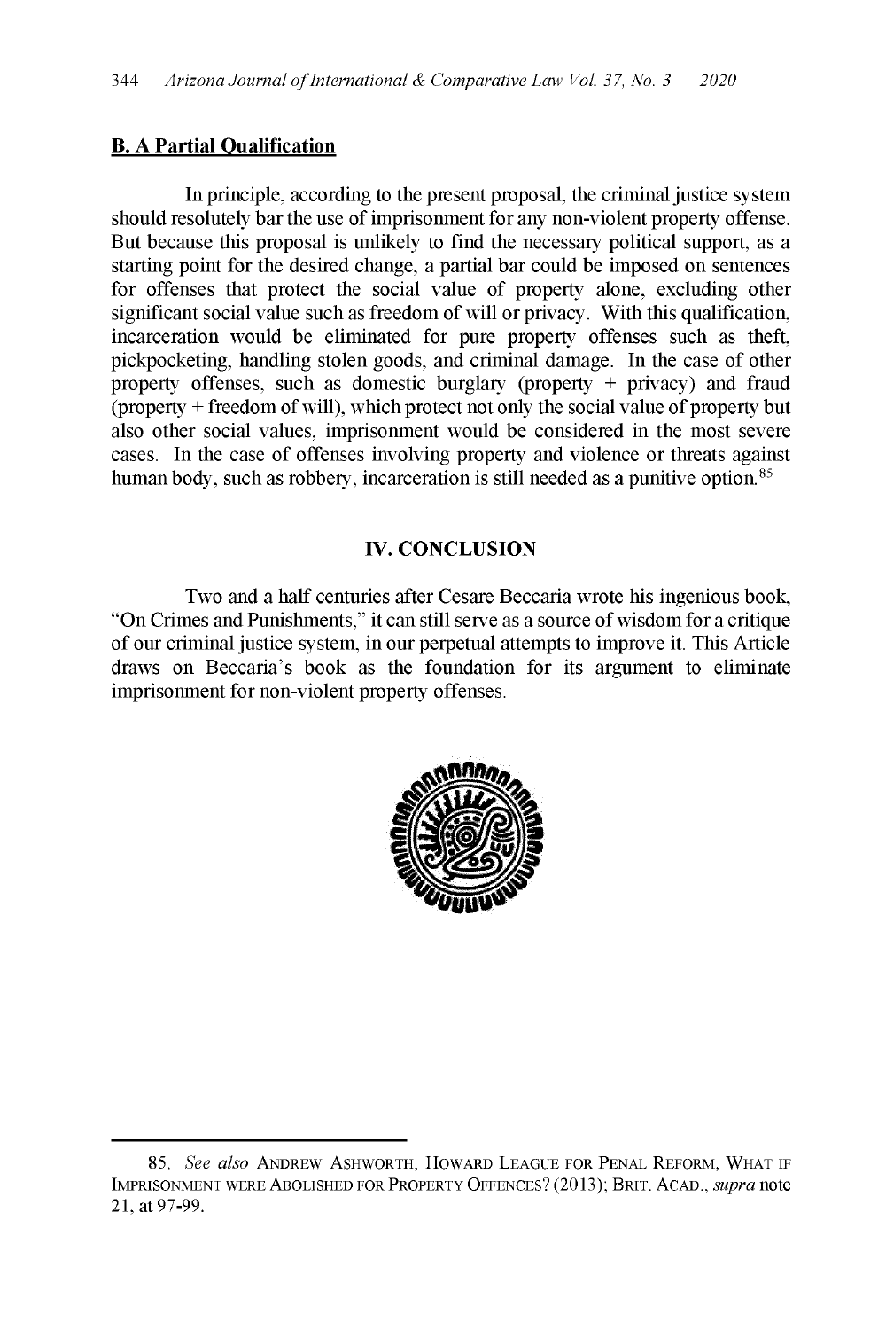## B. A Partial Qualification

In principle, according to the present proposal, the criminal justice system should resolutely bar the use of imprisonment for any non-violent property offense. But because this proposal is unlikely to find the necessary political support, as a starting point for the desired change, a partial bar could be imposed on sentences for offenses that protect the social value of property alone, excluding other significant social value such as freedom of will or privacy. With this qualification, incarceration would be eliminated for pure property offenses such as theft, pickpocketing, handling stolen goods, and criminal damage. In the case of other property offenses, such as domestic burglary (property + privacy) and fraud (property + freedom of will), which protect not only the social value of property but also other social values, imprisonment would be considered in the most severe cases. In the case of offenses involving property and violence or threats against human body, such as robbery, incarceration is still needed as a punitive option.[85]

# IV. CONCLUSION

Two and a half centuries after Cesare Beccaria wrote his ingenious book, "On Crimes and Punishments," it can still serve as a source of wisdom for a critique of our criminal justice system, in our perpetual attempts to improve it. This Article draws on Beccaria's book as the foundation for its argument to eliminate imprisonment for non-violent property offenses.

---

85. *See also* ANDREW ASHWORTH, HOWARD LEAGUE FOR PENAL REFORM, WHAT IF IMPRISONMENT WERE ABOLISHED FOR PROPERTY OFFENCES? (2013); BRIT. ACAD., *supra* note 21, at 97-99.